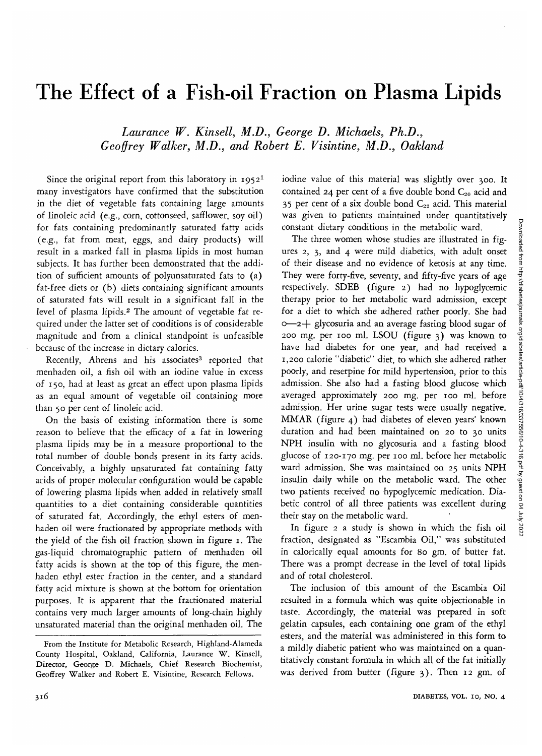# The Effect of a Fish-oil Fraction on Plasma Lipids

*Laurance W. Kinsell, M.D., George D. Michaels, Ph.D., Geoffrey Walker, M.D., and Robert E. Visintine, M.D., Oakland*

Since the original report from this laboratory in 1952[1] many investigators have confirmed that the substitution in the diet of vegetable fats containing large amounts of linoleic acid (e.g., corn, cottonseed, safflower, soy oil) for fats containing predominantly saturated fatty acids (e.g., fat from meat, eggs, and dairy products) will result in a marked fall in plasma lipids in most human subjects. It has further been demonstrated that the addition of sufficient amounts of polyunsaturated fats to (a) fat-free diets or (b) diets containing significant amounts of saturated fats will result in a significant fall in the level of plasma lipids.[2] The amount of vegetable fat required under the latter set of conditions is of considerable magnitude and from a clinical standpoint is unfeasible because of the increase in dietary calories.

Recently, Ahrens and his associates[3] reported that menhaden oil, a fish oil with an iodine value in excess of 150, had at least as great an effect upon plasma lipids as an equal amount of vegetable oil containing more than 50 per cent of linoleic acid.

On the basis of existing information there is some reason to believe that the efficacy of a fat in lowering plasma lipids may be in a measure proportional to the total number of double bonds present in its fatty acids. Conceivably, a highly unsaturated fat containing fatty acids of proper molecular configuration would be capable of lowering plasma lipids when added in relatively small quantities to a diet containing considerable quantities of saturated fat. Accordingly, the ethyl esters of menhaden oil were fractionated by appropriate methods with the yield of the fish oil fraction shown in figure 1. The gas-liquid chromatographic pattern of menhaden oil fatty acids is shown at the top of this figure, the menhaden ethyl ester fraction in the center, and a standard fatty acid mixture is shown at the bottom for orientation purposes. It is apparent that the fractionated material contains very much larger amounts of long-chain highly unsaturated material than the original menhaden oil. The iodine value of this material was slightly over 300. It contained 24 per cent of a five double bond $C_{20}$ acid and 35 per cent of a six double bond $C_{22}$ acid. This material was given to patients maintained under quantitatively constant dietary conditions in the metabolic ward.

The three women whose studies are illustrated in figures 2, 3, and 4 were mild diabetics, with adult onset of their disease and no evidence of ketosis at any time. They were forty-five, seventy, and fifty-five years of age respectively. SDEB (figure 2) had no hypoglycemic therapy prior to her metabolic ward admission, except for a diet to which she adhered rather poorly. She had 0—2+ glycosuria and an average fasting blood sugar of 200 mg. per 100 ml. LSOU (figure 3) was known to have had diabetes for one year, and had received a 1,200 calorie "diabetic" diet, to which she adhered rather poorly, and reserpine for mild hypertension, prior to this admission. She also had a fasting blood glucose which averaged approximately 200 mg. per 100 ml. before admission. Her urine sugar tests were usually negative. MMAR (figure 4) had diabetes of eleven years' known duration and had been maintained on 20 to 30 units NPH insulin with no glycosuria and a fasting blood glucose of 120-170 mg. per 100 ml. before her metabolic ward admission. She was maintained on 25 units NPH insulin daily while on the metabolic ward. The other two patients received no hypoglycemic medication. Diabetic control of all three patients was excellent during their stay on the metabolic ward.

In figure 2 a study is shown in which the fish oil fraction, designated as "Escambia Oil," was substituted in calorically equal amounts for 80 gm. of butter fat. There was a prompt decrease in the level of total lipids and of total cholesterol.

The inclusion of this amount of the Escambia Oil resulted in a formula which was quite objectionable in taste. Accordingly, the material was prepared in soft gelatin capsules, each containing one gram of the ethyl esters, and the material was administered in this form to a mildly diabetic patient who was maintained on a quantitatively constant formula in which all of the fat initially was derived from butter (figure 3). Then 12 gm. of

From the Institute for Metabolic Research, Highland-Alameda County Hospital, Oakland, California, Laurance W. Kinsell, Director, George D. Michaels, Chief Research Biochemist, Geoffrey Walker and Robert E. Visintine, Research Fellows.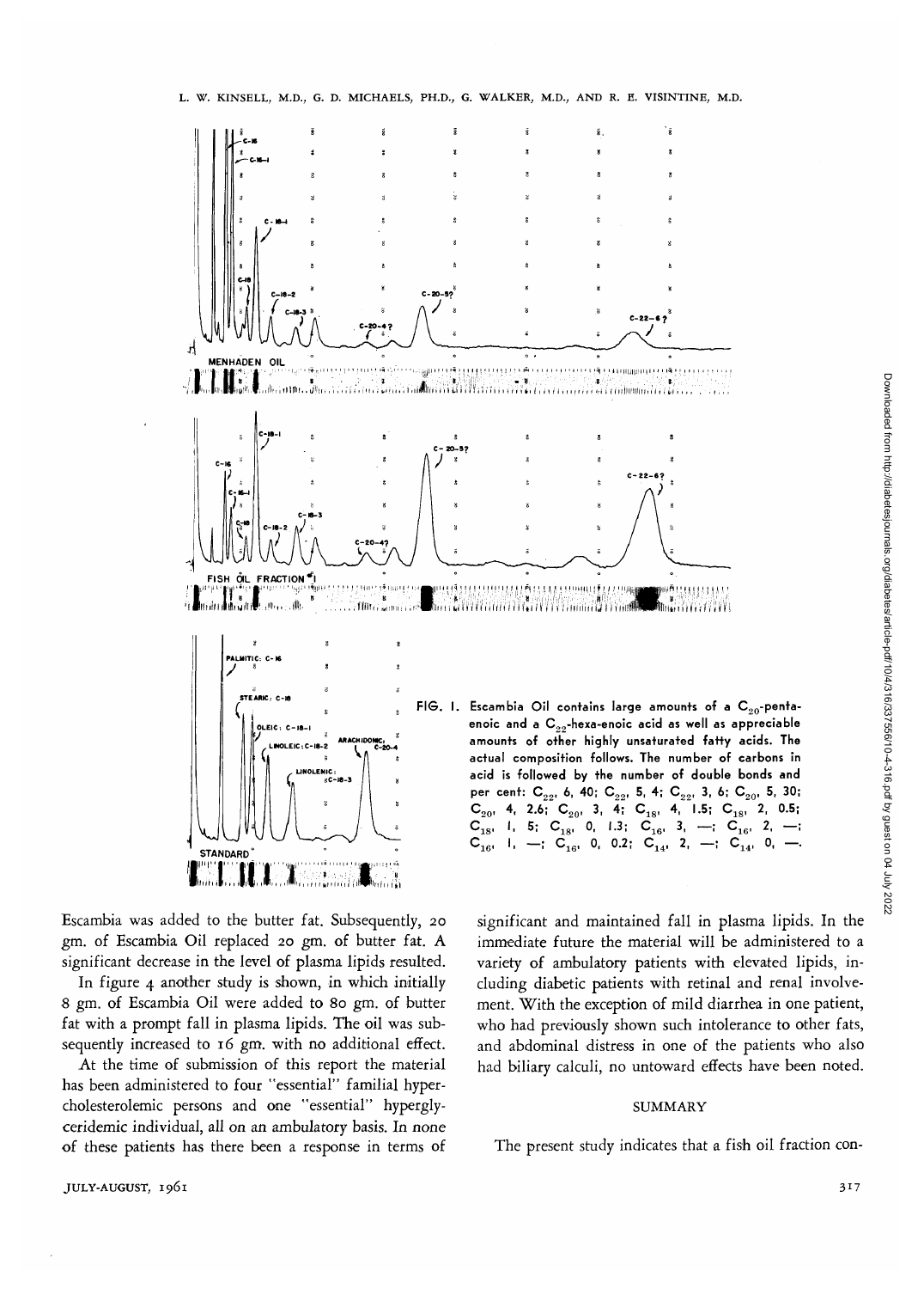FIG. 1. Escambia Oil contains large amounts of a $C_{20}$-pentaenoic and a $C_{22}$-hexa-enoic acid as well as appreciable amounts of other highly unsaturated fatty acids. The actual composition follows. The number of carbons in acid is followed by the number of double bonds and per cent: $C_{22}$, 6, 40; $C_{22}$, 5, 4; $C_{22}$, 3, 6; $C_{20}$, 5, 30; $C_{20}$, 4, 2.6; $C_{20}$, 3, 4; $C_{18}$, 4, 1.5; $C_{18}$, 2, 0.5; $C_{18}$, 1, 5; $C_{18}$, 0, 1.3; $C_{16}$, 3, —; $C_{16}$, 2, —; $C_{16}$, 1, —; $C_{16}$, 0, 0.2; $C_{14}$, 2, —; $C_{14}$, 0, —.

Escambia was added to the butter fat. Subsequently, 20 gm. of Escambia Oil replaced 20 gm. of butter fat. A significant decrease in the level of plasma lipids resulted.

In figure 4 another study is shown, in which initially 8 gm. of Escambia Oil were added to 80 gm. of butter fat with a prompt fall in plasma lipids. The oil was subsequently increased to 16 gm. with no additional effect.

At the time of submission of this report the material has been administered to four "essential" familial hypercholesterolemic persons and one "essential" hyperglyceridemic individual, all on an ambulatory basis. In none of these patients has there been a response in terms of significant and maintained fall in plasma lipids. In the immediate future the material will be administered to a variety of ambulatory patients with elevated lipids, including diabetic patients with retinal and renal involvement. With the exception of mild diarrhea in one patient, who had previously shown such intolerance to other fats, and abdominal distress in one of the patients who also had biliary calculi, no untoward effects have been noted.

## SUMMARY

The present study indicates that a fish oil fraction con-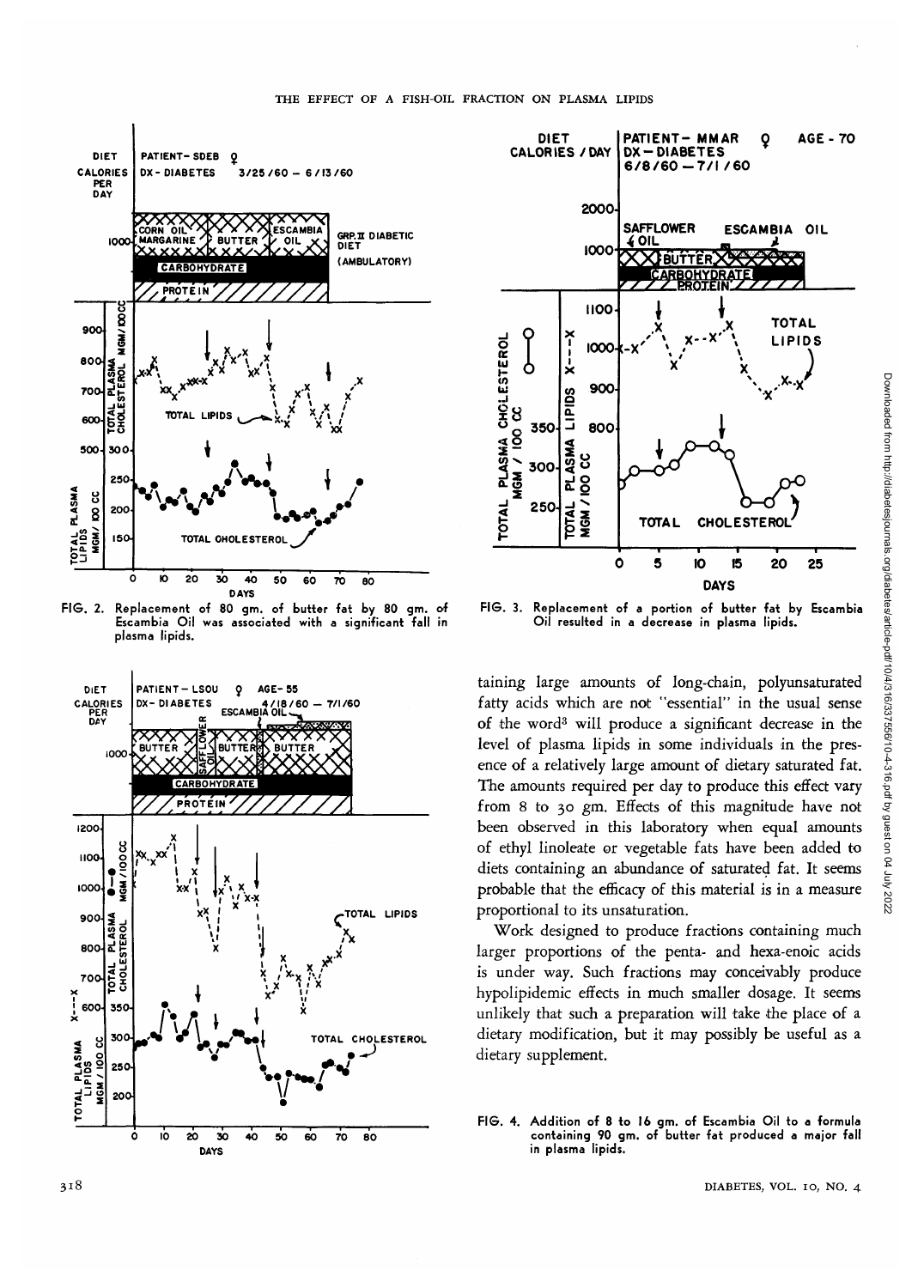FIG. 2. Replacement of 80 gm. of butter fat by 80 gm. of Escambia Oil was associated with a significant fall in plasma lipids.

FIG. 3. Replacement of a portion of butter fat by Escambia Oil resulted in a decrease in plasma lipids.

taining large amounts of long-chain, polyunsaturated fatty acids which are not "essential" in the usual sense of the word[3] will produce a significant decrease in the level of plasma lipids in some individuals in the presence of a relatively large amount of dietary saturated fat. The amounts required per day to produce this effect vary from 8 to 30 gm. Effects of this magnitude have not been observed in this laboratory when equal amounts of ethyl linoleate or vegetable fats have been added to diets containing an abundance of saturated fat. It seems probable that the efficacy of this material is in a measure proportional to its unsaturation.

Work designed to produce fractions containing much larger proportions of the penta- and hexa-enoic acids is under way. Such fractions may conceivably produce hypolipidemic effects in much smaller dosage. It seems unlikely that such a preparation will take the place of a dietary modification, but it may possibly be useful as a dietary supplement.

FIG. 4. Addition of 8 to 16 gm. of Escambia Oil to a formula containing 90 gm. of butter fat produced a major fall in plasma lipids.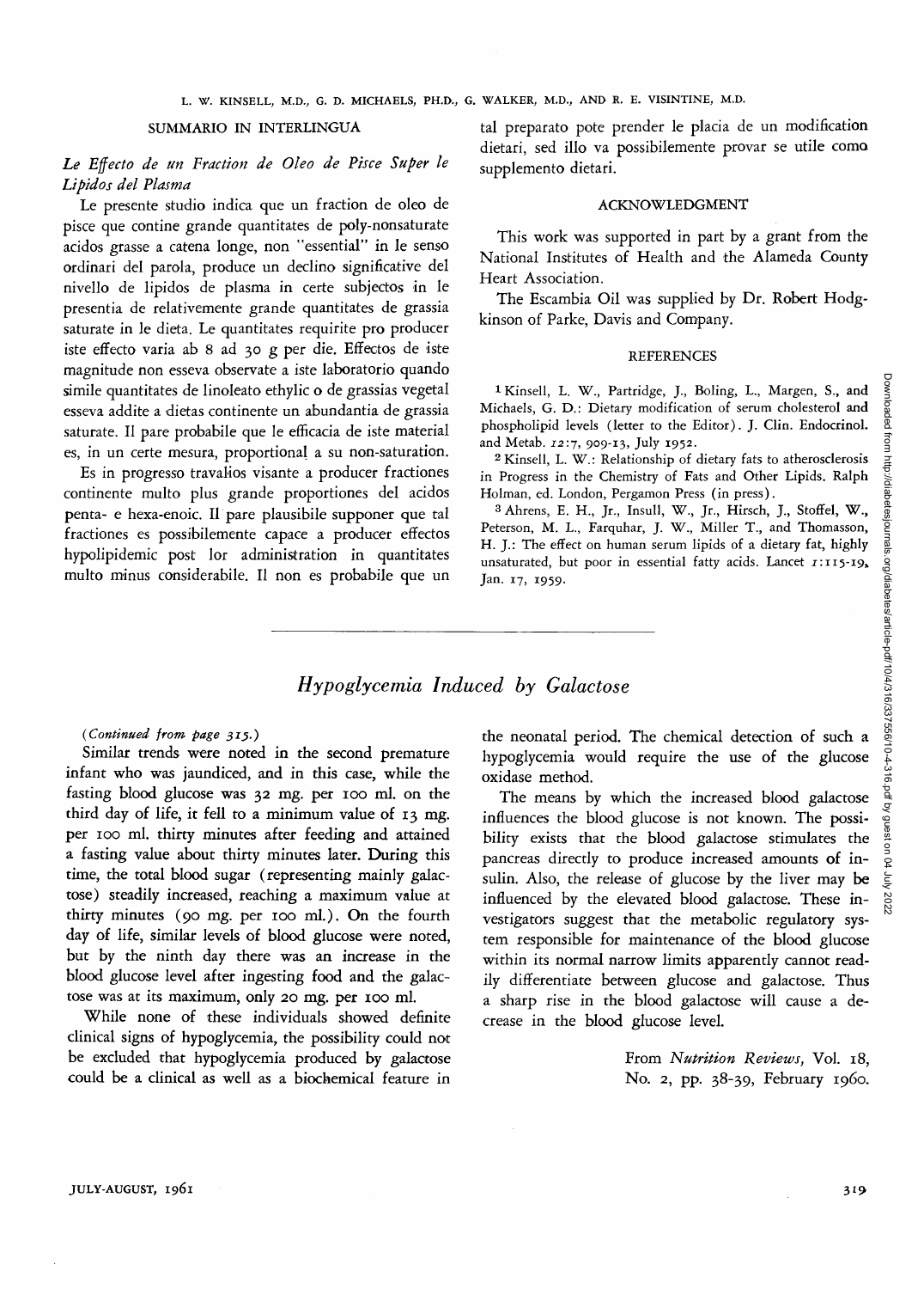## SUMMARIO IN INTERLINGUA

### *Le Effecto de un Fraction de Oleo de Pisce Super le Lipidos del Plasma*

Le presente studio indica que un fraction de oleo de pisce que contine grande quantitates de poly-nonsaturate acidos grasse a catena longe, non "essential" in le senso ordinari del parola, produce un declino significative del nivello de lipidos de plasma in certe subjectos in le presentia de relativemente grande quantitates de grassia saturate in le dieta. Le quantitates requirite pro producer iste effecto varia ab 8 ad 30 g per die. Effectos de iste magnitude non esseva observate a iste laboratorio quando simile quantitates de linoleato ethylic o de grassias vegetal esseva addite a dietas continente un abundantia de grassia saturate. Il pare probabile que le efficacia de iste material es, in un certe mesura, proportional a su non-saturation.

Es in progresso travalios visante a producer fractiones continente multo plus grande proportiones del acidos penta- e hexa-enoic. Il pare plausibile supponer que tal fractiones es possibilemente capace a producer effectos hypolipidemic post lor administration in quantitates multo minus considerabile. Il non es probabile que un tal preparato pote prender le placia de un modification dietari, sed illo va possibilemente provar se utile como supplemento dietari.

## ACKNOWLEDGMENT

This work was supported in part by a grant from the National Institutes of Health and the Alameda County Heart Association.

The Escambia Oil was supplied by Dr. Robert Hodgkinson of Parke, Davis and Company.

## REFERENCES

[1] Kinsell, L. W., Partridge, J., Boling, L., Margen, S., and Michaels, G. D.: Dietary modification of serum cholesterol and phospholipid levels (letter to the Editor). J. Clin. Endocrinol. and Metab. *12*:7, 909-13, July 1952.

[2] Kinsell, L. W.: Relationship of dietary fats to atherosclerosis in Progress in the Chemistry of Fats and Other Lipids. Ralph Holman, ed. London, Pergamon Press (in press).

[3] Ahrens, E. H., Jr., Insull, W., Jr., Hirsch, J., Stoffel, W., Peterson, M. L., Farquhar, J. W., Miller T., and Thomasson, H. J.: The effect on human serum lipids of a dietary fat, highly unsaturated, but poor in essential fatty acids. Lancet *1*:115-19, Jan. 17, 1959.

---

# *Hypoglycemia Induced by Galactose*

*(Continued from page 315.)*

Similar trends were noted in the second premature infant who was jaundiced, and in this case, while the fasting blood glucose was 32 mg. per 100 ml. on the third day of life, it fell to a minimum value of 13 mg. per 100 ml. thirty minutes after feeding and attained a fasting value about thirty minutes later. During this time, the total blood sugar (representing mainly galactose) steadily increased, reaching a maximum value at thirty minutes (90 mg. per 100 ml.). On the fourth day of life, similar levels of blood glucose were noted, but by the ninth day there was an increase in the blood glucose level after ingesting food and the galactose was at its maximum, only 20 mg. per 100 ml.

While none of these individuals showed definite clinical signs of hypoglycemia, the possibility could not be excluded that hypoglycemia produced by galactose could be a clinical as well as a biochemical feature in the neonatal period. The chemical detection of such a hypoglycemia would require the use of the glucose oxidase method.

The means by which the increased blood galactose influences the blood glucose is not known. The possibility exists that the blood galactose stimulates the pancreas directly to produce increased amounts of insulin. Also, the release of glucose by the liver may be influenced by the elevated blood galactose. These investigators suggest that the metabolic regulatory system responsible for maintenance of the blood glucose within its normal narrow limits apparently cannot readily differentiate between glucose and galactose. Thus a sharp rise in the blood galactose will cause a decrease in the blood glucose level.

From *Nutrition Reviews*, Vol. 18, No. 2, pp. 38-39, February 1960.